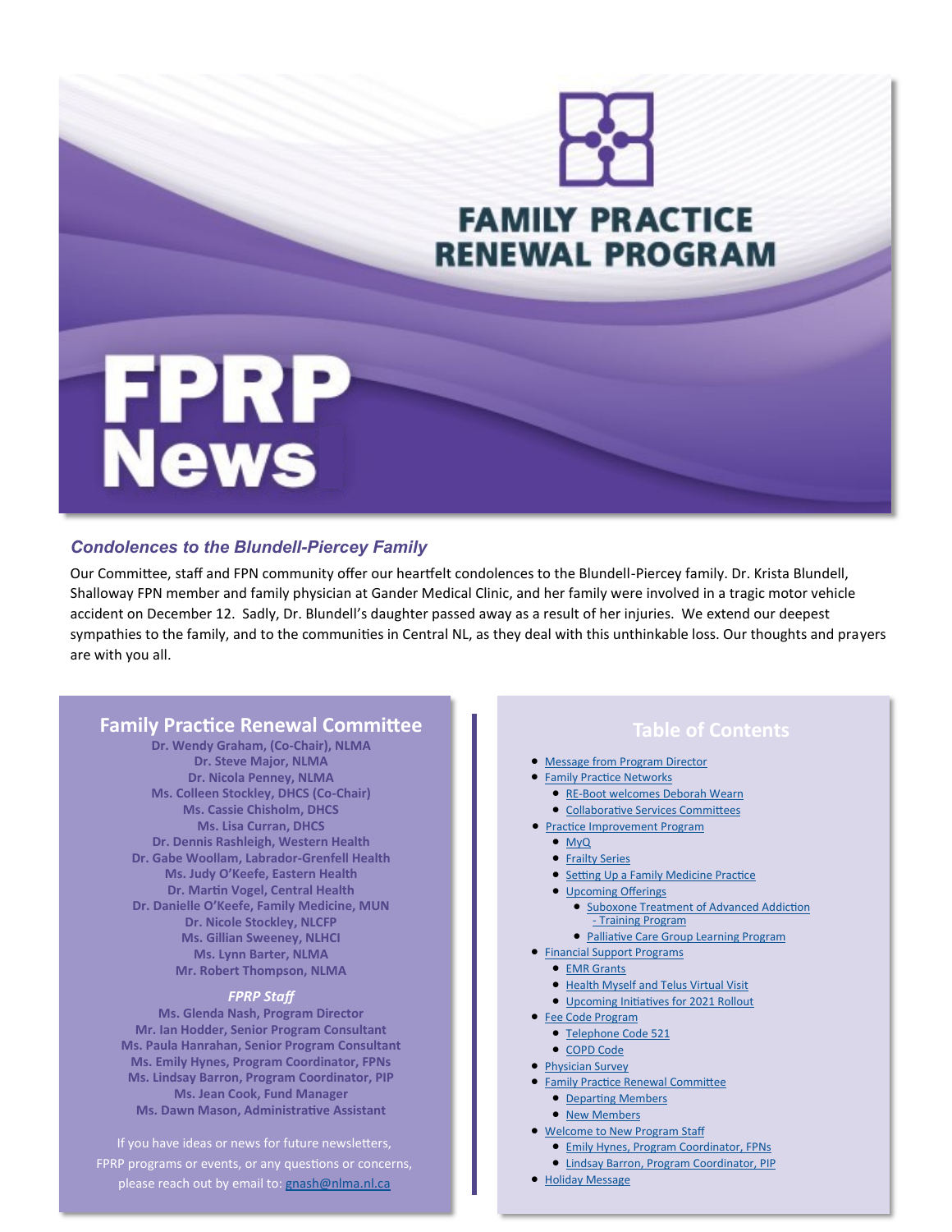# FAMILY PRACTICE RENEWAL PROGRAM

# FPRP News

### *Condolences to the Blundell-Piercey Family*

Our Committee, staff and FPN community offer our heartfelt condolences to the Blundell-Piercey family. Dr. Krista Blundell, Shalloway FPN member and family physician at Gander Medical Clinic, and her family were involved in a tragic motor vehicle accident on December 12. Sadly, Dr. Blundell's daughter passed away as a result of her injuries. We extend our deepest sympathies to the family, and to the communities in Central NL, as they deal with this unthinkable loss. Our thoughts and prayers are with you all.

## Family Practice Renewal Committee

**Dr. Wendy Graham, (Co-Chair), NLMA**
**Dr. Steve Major, NLMA**
**Dr. Nicola Penney, NLMA**
**Ms. Colleen Stockley, DHCS (Co-Chair)**
**Ms. Cassie Chisholm, DHCS**
**Ms. Lisa Curran, DHCS**
**Dr. Dennis Rashleigh, Western Health**
**Dr. Gabe Woollam, Labrador-Grenfell Health**
**Ms. Judy O'Keefe, Eastern Health**
**Dr. Martin Vogel, Central Health**
**Dr. Danielle O'Keefe, Family Medicine, MUN**
**Dr. Nicole Stockley, NLCFP**
**Ms. Gillian Sweeney, NLHCI**
**Ms. Lynn Barter, NLMA**
**Mr. Robert Thompson, NLMA**

***FPRP Staff***

**Ms. Glenda Nash, Program Director**
**Mr. Ian Hodder, Senior Program Consultant**
**Ms. Paula Hanrahan, Senior Program Consultant**
**Ms. Emily Hynes, Program Coordinator, FPNs**
**Ms. Lindsay Barron, Program Coordinator, PIP**
**Ms. Jean Cook, Fund Manager**
**Ms. Dawn Mason, Administrative Assistant**

If you have ideas or news for future newsletters, FPRP programs or events, or any questions or concerns, please reach out by email to: gnash@nlma.nl.ca

## Table of Contents

- Message from Program Director
- Family Practice Networks
  - RE-Boot welcomes Deborah Wearn
  - Collaborative Services Committees
- Practice Improvement Program
  - MyQ
  - Frailty Series
  - Setting Up a Family Medicine Practice
  - Upcoming Offerings
    - Suboxone Treatment of Advanced Addiction - Training Program
    - Palliative Care Group Learning Program
- Financial Support Programs
  - EMR Grants
  - Health Myself and Telus Virtual Visit
  - Upcoming Initiatives for 2021 Rollout
- Fee Code Program
  - Telephone Code 521
  - COPD Code
- Physician Survey
- Family Practice Renewal Committee
  - Departing Members
  - New Members
- Welcome to New Program Staff
  - Emily Hynes, Program Coordinator, FPNs
  - Lindsay Barron, Program Coordinator, PIP
- Holiday Message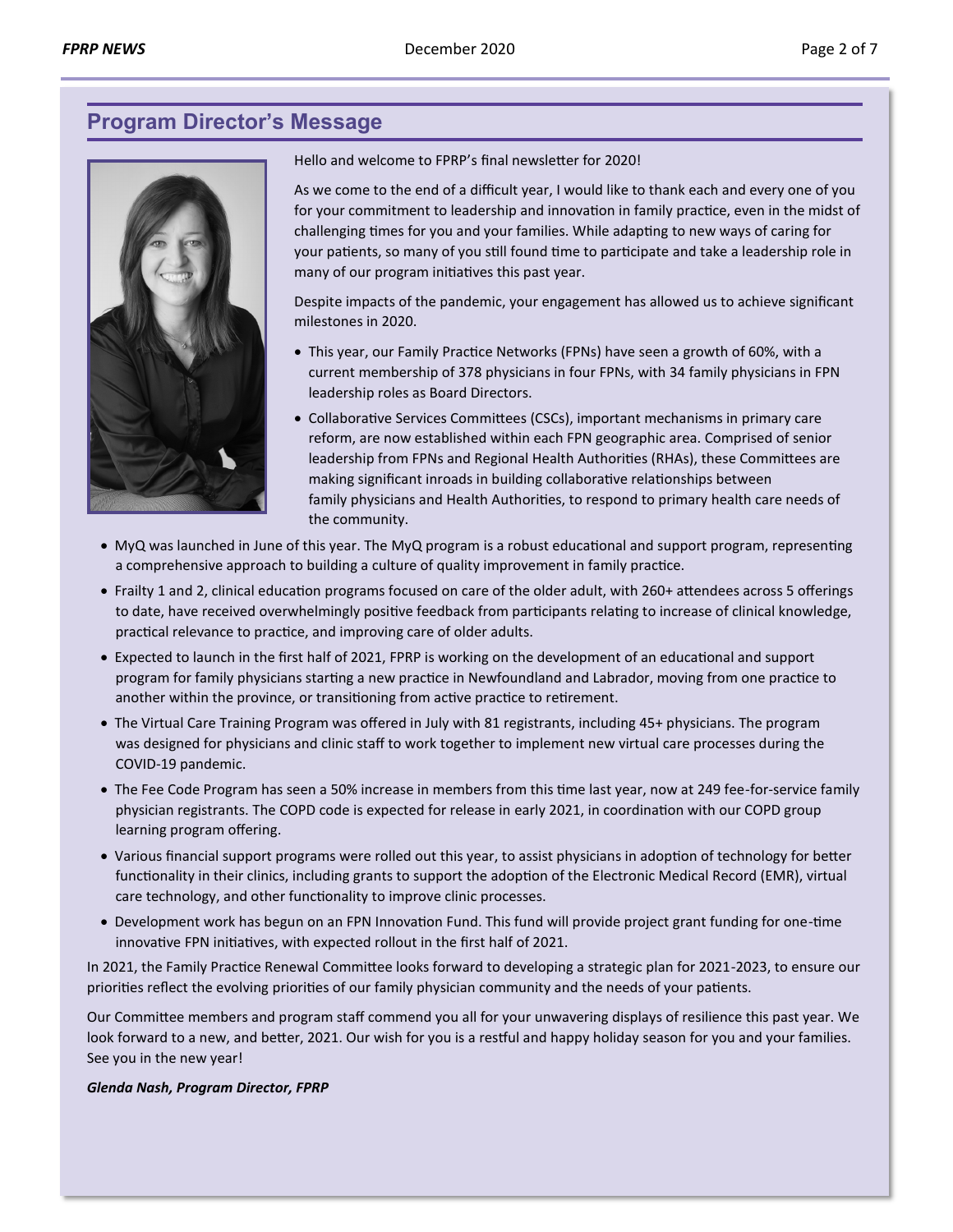## Program Director's Message

Hello and welcome to FPRP's final newsletter for 2020!

As we come to the end of a difficult year, I would like to thank each and every one of you for your commitment to leadership and innovation in family practice, even in the midst of challenging times for you and your families. While adapting to new ways of caring for your patients, so many of you still found time to participate and take a leadership role in many of our program initiatives this past year.

Despite impacts of the pandemic, your engagement has allowed us to achieve significant milestones in 2020.

- This year, our Family Practice Networks (FPNs) have seen a growth of 60%, with a current membership of 378 physicians in four FPNs, with 34 family physicians in FPN leadership roles as Board Directors.
- Collaborative Services Committees (CSCs), important mechanisms in primary care reform, are now established within each FPN geographic area. Comprised of senior leadership from FPNs and Regional Health Authorities (RHAs), these Committees are making significant inroads in building collaborative relationships between family physicians and Health Authorities, to respond to primary health care needs of the community.
- MyQ was launched in June of this year. The MyQ program is a robust educational and support program, representing a comprehensive approach to building a culture of quality improvement in family practice.
- Frailty 1 and 2, clinical education programs focused on care of the older adult, with 260+ attendees across 5 offerings to date, have received overwhelmingly positive feedback from participants relating to increase of clinical knowledge, practical relevance to practice, and improving care of older adults.
- Expected to launch in the first half of 2021, FPRP is working on the development of an educational and support program for family physicians starting a new practice in Newfoundland and Labrador, moving from one practice to another within the province, or transitioning from active practice to retirement.
- The Virtual Care Training Program was offered in July with 81 registrants, including 45+ physicians. The program was designed for physicians and clinic staff to work together to implement new virtual care processes during the COVID-19 pandemic.
- The Fee Code Program has seen a 50% increase in members from this time last year, now at 249 fee-for-service family physician registrants. The COPD code is expected for release in early 2021, in coordination with our COPD group learning program offering.
- Various financial support programs were rolled out this year, to assist physicians in adoption of technology for better functionality in their clinics, including grants to support the adoption of the Electronic Medical Record (EMR), virtual care technology, and other functionality to improve clinic processes.
- Development work has begun on an FPN Innovation Fund. This fund will provide project grant funding for one-time innovative FPN initiatives, with expected rollout in the first half of 2021.

In 2021, the Family Practice Renewal Committee looks forward to developing a strategic plan for 2021-2023, to ensure our priorities reflect the evolving priorities of our family physician community and the needs of your patients.

Our Committee members and program staff commend you all for your unwavering displays of resilience this past year. We look forward to a new, and better, 2021. Our wish for you is a restful and happy holiday season for you and your families. See you in the new year!

***Glenda Nash, Program Director, FPRP***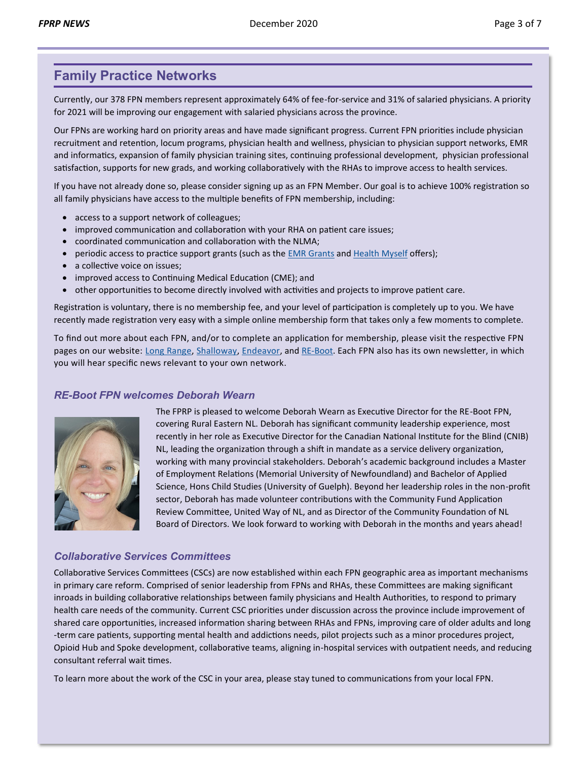## Family Practice Networks

Currently, our 378 FPN members represent approximately 64% of fee-for-service and 31% of salaried physicians. A priority for 2021 will be improving our engagement with salaried physicians across the province.

Our FPNs are working hard on priority areas and have made significant progress. Current FPN priorities include physician recruitment and retention, locum programs, physician health and wellness, physician to physician support networks, EMR and informatics, expansion of family physician training sites, continuing professional development, physician professional satisfaction, supports for new grads, and working collaboratively with the RHAs to improve access to health services.

If you have not already done so, please consider signing up as an FPN Member. Our goal is to achieve 100% registration so all family physicians have access to the multiple benefits of FPN membership, including:

- access to a support network of colleagues;
- improved communication and collaboration with your RHA on patient care issues;
- coordinated communication and collaboration with the NLMA;
- periodic access to practice support grants (such as the EMR Grants and Health Myself offers);
- a collective voice on issues;
- improved access to Continuing Medical Education (CME); and
- other opportunities to become directly involved with activities and projects to improve patient care.

Registration is voluntary, there is no membership fee, and your level of participation is completely up to you. We have recently made registration very easy with a simple online membership form that takes only a few moments to complete.

To find out more about each FPN, and/or to complete an application for membership, please visit the respective FPN pages on our website: Long Range, Shalloway, Endeavor, and RE-Boot. Each FPN also has its own newsletter, in which you will hear specific news relevant to your own network.

### *RE-Boot FPN welcomes Deborah Wearn*

The FPRP is pleased to welcome Deborah Wearn as Executive Director for the RE-Boot FPN, covering Rural Eastern NL. Deborah has significant community leadership experience, most recently in her role as Executive Director for the Canadian National Institute for the Blind (CNIB) NL, leading the organization through a shift in mandate as a service delivery organization, working with many provincial stakeholders. Deborah's academic background includes a Master of Employment Relations (Memorial University of Newfoundland) and Bachelor of Applied Science, Hons Child Studies (University of Guelph). Beyond her leadership roles in the non-profit sector, Deborah has made volunteer contributions with the Community Fund Application Review Committee, United Way of NL, and as Director of the Community Foundation of NL Board of Directors. We look forward to working with Deborah in the months and years ahead!

### *Collaborative Services Committees*

Collaborative Services Committees (CSCs) are now established within each FPN geographic area as important mechanisms in primary care reform. Comprised of senior leadership from FPNs and RHAs, these Committees are making significant inroads in building collaborative relationships between family physicians and Health Authorities, to respond to primary health care needs of the community. Current CSC priorities under discussion across the province include improvement of shared care opportunities, increased information sharing between RHAs and FPNs, improving care of older adults and long-term care patients, supporting mental health and addictions needs, pilot projects such as a minor procedures project, Opioid Hub and Spoke development, collaborative teams, aligning in-hospital services with outpatient needs, and reducing consultant referral wait times.

To learn more about the work of the CSC in your area, please stay tuned to communications from your local FPN.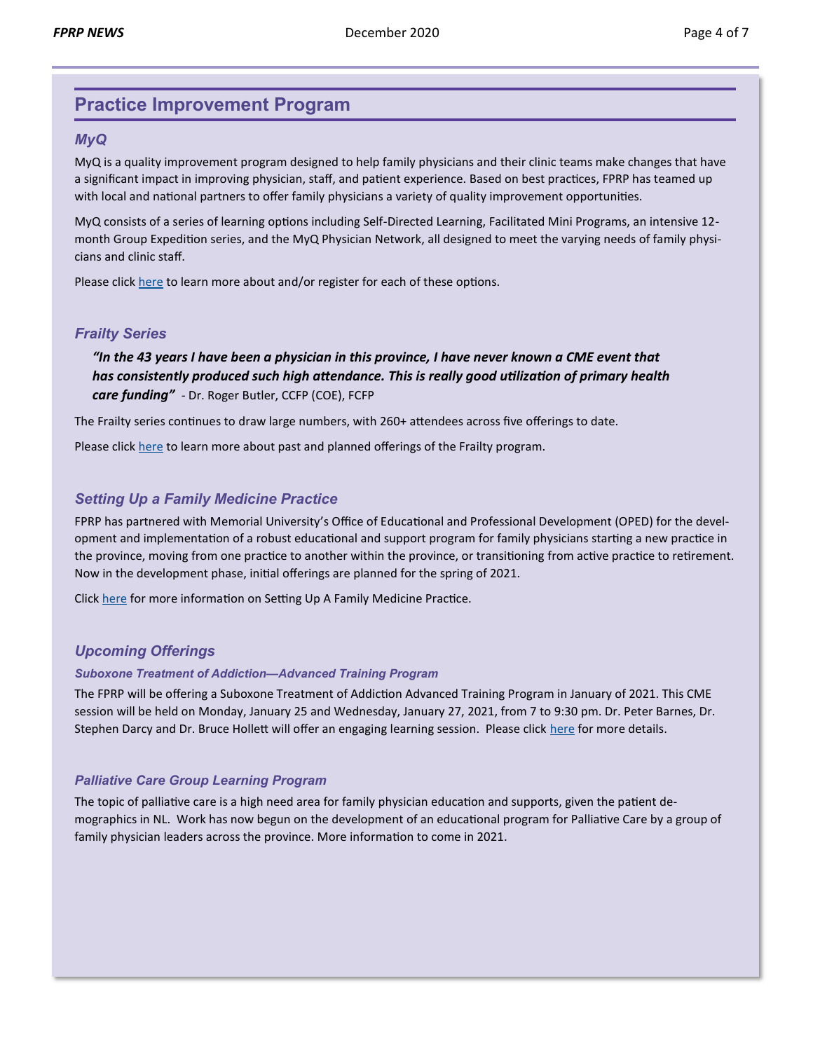## Practice Improvement Program

### *MyQ*

MyQ is a quality improvement program designed to help family physicians and their clinic teams make changes that have a significant impact in improving physician, staff, and patient experience. Based on best practices, FPRP has teamed up with local and national partners to offer family physicians a variety of quality improvement opportunities.

MyQ consists of a series of learning options including Self-Directed Learning, Facilitated Mini Programs, an intensive 12-month Group Expedition series, and the MyQ Physician Network, all designed to meet the varying needs of family physicians and clinic staff.

Please click here to learn more about and/or register for each of these options.

### *Frailty Series*

> ***"In the 43 years I have been a physician in this province, I have never known a CME event that has consistently produced such high attendance. This is really good utilization of primary health care funding"*** - Dr. Roger Butler, CCFP (COE), FCFP

The Frailty series continues to draw large numbers, with 260+ attendees across five offerings to date.

Please click here to learn more about past and planned offerings of the Frailty program.

### *Setting Up a Family Medicine Practice*

FPRP has partnered with Memorial University's Office of Educational and Professional Development (OPED) for the development and implementation of a robust educational and support program for family physicians starting a new practice in the province, moving from one practice to another within the province, or transitioning from active practice to retirement. Now in the development phase, initial offerings are planned for the spring of 2021.

Click here for more information on Setting Up A Family Medicine Practice.

### *Upcoming Offerings*

#### *Suboxone Treatment of Addiction—Advanced Training Program*

The FPRP will be offering a Suboxone Treatment of Addiction Advanced Training Program in January of 2021. This CME session will be held on Monday, January 25 and Wednesday, January 27, 2021, from 7 to 9:30 pm. Dr. Peter Barnes, Dr. Stephen Darcy and Dr. Bruce Hollett will offer an engaging learning session. Please click here for more details.

#### *Palliative Care Group Learning Program*

The topic of palliative care is a high need area for family physician education and supports, given the patient demographics in NL. Work has now begun on the development of an educational program for Palliative Care by a group of family physician leaders across the province. More information to come in 2021.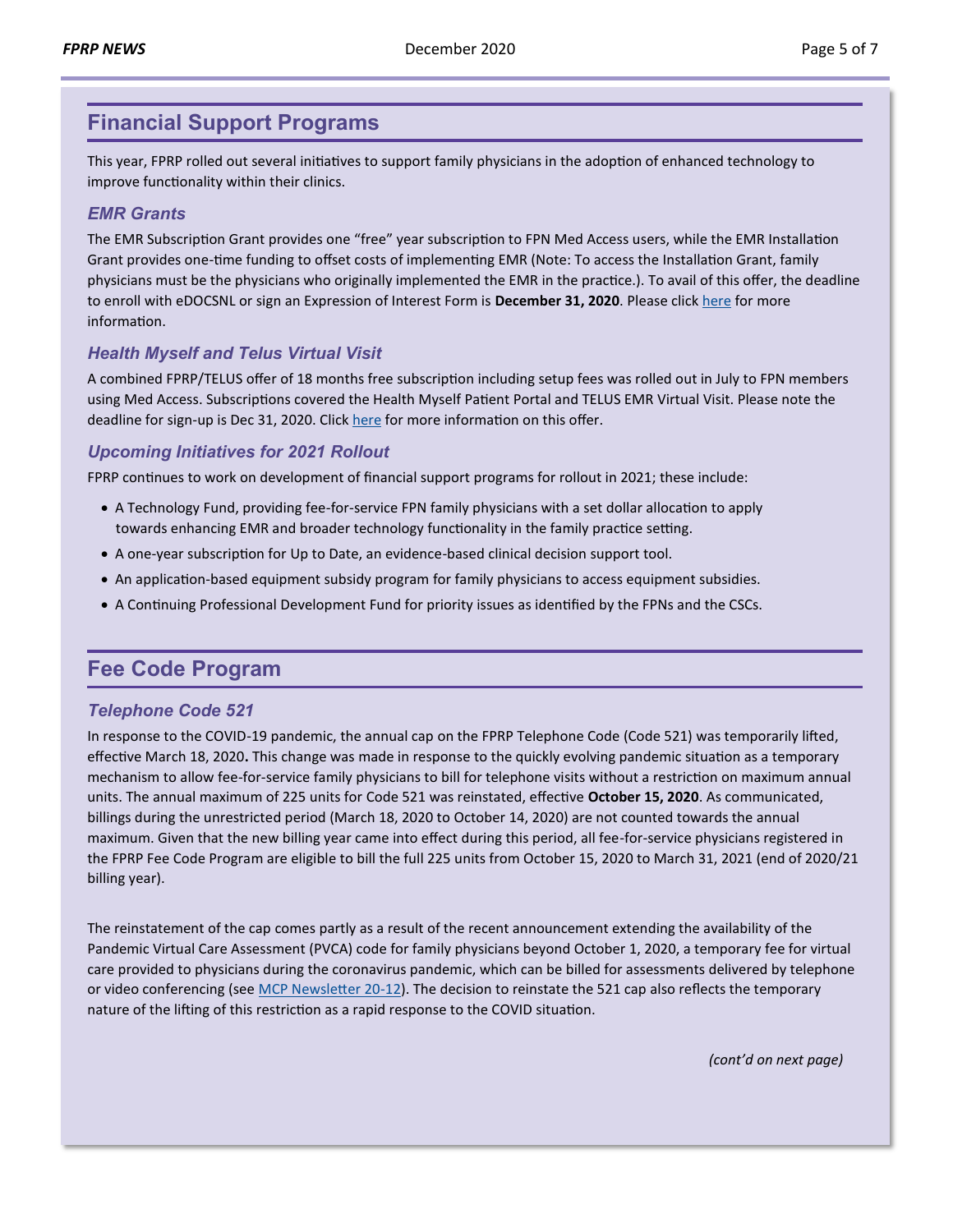## Financial Support Programs

This year, FPRP rolled out several initiatives to support family physicians in the adoption of enhanced technology to improve functionality within their clinics.

### *EMR Grants*

The EMR Subscription Grant provides one "free" year subscription to FPN Med Access users, while the EMR Installation Grant provides one-time funding to offset costs of implementing EMR (Note: To access the Installation Grant, family physicians must be the physicians who originally implemented the EMR in the practice.). To avail of this offer, the deadline to enroll with eDOCSNL or sign an Expression of Interest Form is **December 31, 2020**. Please click here for more information.

### *Health Myself and Telus Virtual Visit*

A combined FPRP/TELUS offer of 18 months free subscription including setup fees was rolled out in July to FPN members using Med Access. Subscriptions covered the Health Myself Patient Portal and TELUS EMR Virtual Visit. Please note the deadline for sign-up is Dec 31, 2020. Click here for more information on this offer.

### *Upcoming Initiatives for 2021 Rollout*

FPRP continues to work on development of financial support programs for rollout in 2021; these include:

- A Technology Fund, providing fee-for-service FPN family physicians with a set dollar allocation to apply towards enhancing EMR and broader technology functionality in the family practice setting.
- A one-year subscription for Up to Date, an evidence-based clinical decision support tool.
- An application-based equipment subsidy program for family physicians to access equipment subsidies.
- A Continuing Professional Development Fund for priority issues as identified by the FPNs and the CSCs.

## Fee Code Program

### *Telephone Code 521*

In response to the COVID-19 pandemic, the annual cap on the FPRP Telephone Code (Code 521) was temporarily lifted, effective March 18, 2020**.** This change was made in response to the quickly evolving pandemic situation as a temporary mechanism to allow fee-for-service family physicians to bill for telephone visits without a restriction on maximum annual units. The annual maximum of 225 units for Code 521 was reinstated, effective **October 15, 2020**. As communicated, billings during the unrestricted period (March 18, 2020 to October 14, 2020) are not counted towards the annual maximum. Given that the new billing year came into effect during this period, all fee-for-service physicians registered in the FPRP Fee Code Program are eligible to bill the full 225 units from October 15, 2020 to March 31, 2021 (end of 2020/21 billing year).

The reinstatement of the cap comes partly as a result of the recent announcement extending the availability of the Pandemic Virtual Care Assessment (PVCA) code for family physicians beyond October 1, 2020, a temporary fee for virtual care provided to physicians during the coronavirus pandemic, which can be billed for assessments delivered by telephone or video conferencing (see MCP Newsletter 20-12). The decision to reinstate the 521 cap also reflects the temporary nature of the lifting of this restriction as a rapid response to the COVID situation.

*(cont'd on next page)*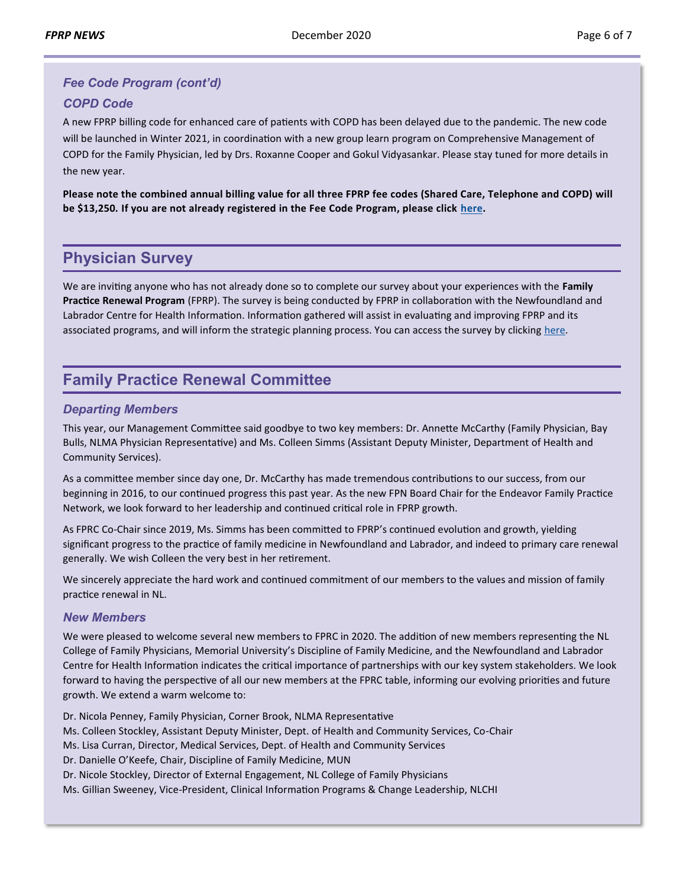### *Fee Code Program (cont'd)*

### *COPD Code*

A new FPRP billing code for enhanced care of patients with COPD has been delayed due to the pandemic. The new code will be launched in Winter 2021, in coordination with a new group learn program on Comprehensive Management of COPD for the Family Physician, led by Drs. Roxanne Cooper and Gokul Vidyasankar. Please stay tuned for more details in the new year.

**Please note the combined annual billing value for all three FPRP fee codes (Shared Care, Telephone and COPD) will be $13,250. If you are not already registered in the Fee Code Program, please click here.**

## Physician Survey

We are inviting anyone who has not already done so to complete our survey about your experiences with the **Family Practice Renewal Program** (FPRP). The survey is being conducted by FPRP in collaboration with the Newfoundland and Labrador Centre for Health Information. Information gathered will assist in evaluating and improving FPRP and its associated programs, and will inform the strategic planning process. You can access the survey by clicking here.

## Family Practice Renewal Committee

### *Departing Members*

This year, our Management Committee said goodbye to two key members: Dr. Annette McCarthy (Family Physician, Bay Bulls, NLMA Physician Representative) and Ms. Colleen Simms (Assistant Deputy Minister, Department of Health and Community Services).

As a committee member since day one, Dr. McCarthy has made tremendous contributions to our success, from our beginning in 2016, to our continued progress this past year. As the new FPN Board Chair for the Endeavor Family Practice Network, we look forward to her leadership and continued critical role in FPRP growth.

As FPRC Co-Chair since 2019, Ms. Simms has been committed to FPRP's continued evolution and growth, yielding significant progress to the practice of family medicine in Newfoundland and Labrador, and indeed to primary care renewal generally. We wish Colleen the very best in her retirement.

We sincerely appreciate the hard work and continued commitment of our members to the values and mission of family practice renewal in NL.

### *New Members*

We were pleased to welcome several new members to FPRC in 2020. The addition of new members representing the NL College of Family Physicians, Memorial University's Discipline of Family Medicine, and the Newfoundland and Labrador Centre for Health Information indicates the critical importance of partnerships with our key system stakeholders. We look forward to having the perspective of all our new members at the FPRC table, informing our evolving priorities and future growth. We extend a warm welcome to:

Dr. Nicola Penney, Family Physician, Corner Brook, NLMA Representative  
Ms. Colleen Stockley, Assistant Deputy Minister, Dept. of Health and Community Services, Co-Chair  
Ms. Lisa Curran, Director, Medical Services, Dept. of Health and Community Services  
Dr. Danielle O'Keefe, Chair, Discipline of Family Medicine, MUN  
Dr. Nicole Stockley, Director of External Engagement, NL College of Family Physicians  
Ms. Gillian Sweeney, Vice-President, Clinical Information Programs & Change Leadership, NLCHI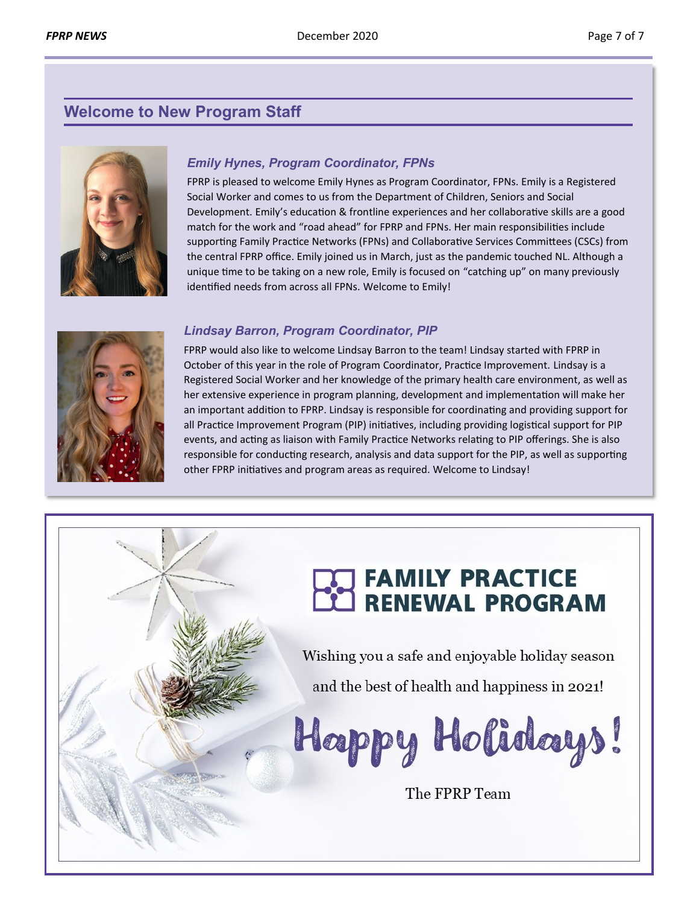## Welcome to New Program Staff

### *Emily Hynes, Program Coordinator, FPNs*

FPRP is pleased to welcome Emily Hynes as Program Coordinator, FPNs. Emily is a Registered Social Worker and comes to us from the Department of Children, Seniors and Social Development. Emily's education & frontline experiences and her collaborative skills are a good match for the work and "road ahead" for FPRP and FPNs. Her main responsibilities include supporting Family Practice Networks (FPNs) and Collaborative Services Committees (CSCs) from the central FPRP office. Emily joined us in March, just as the pandemic touched NL. Although a unique time to be taking on a new role, Emily is focused on "catching up" on many previously identified needs from across all FPNs. Welcome to Emily!

### *Lindsay Barron, Program Coordinator, PIP*

FPRP would also like to welcome Lindsay Barron to the team! Lindsay started with FPRP in October of this year in the role of Program Coordinator, Practice Improvement. Lindsay is a Registered Social Worker and her knowledge of the primary health care environment, as well as her extensive experience in program planning, development and implementation will make her an important addition to FPRP. Lindsay is responsible for coordinating and providing support for all Practice Improvement Program (PIP) initiatives, including providing logistical support for PIP events, and acting as liaison with Family Practice Networks relating to PIP offerings. She is also responsible for conducting research, analysis and data support for the PIP, as well as supporting other FPRP initiatives and program areas as required. Welcome to Lindsay!

**FAMILY PRACTICE RENEWAL PROGRAM**

Wishing you a safe and enjoyable holiday season

and the best of health and happiness in 2021!

**Happy Holidays!**

The FPRP Team